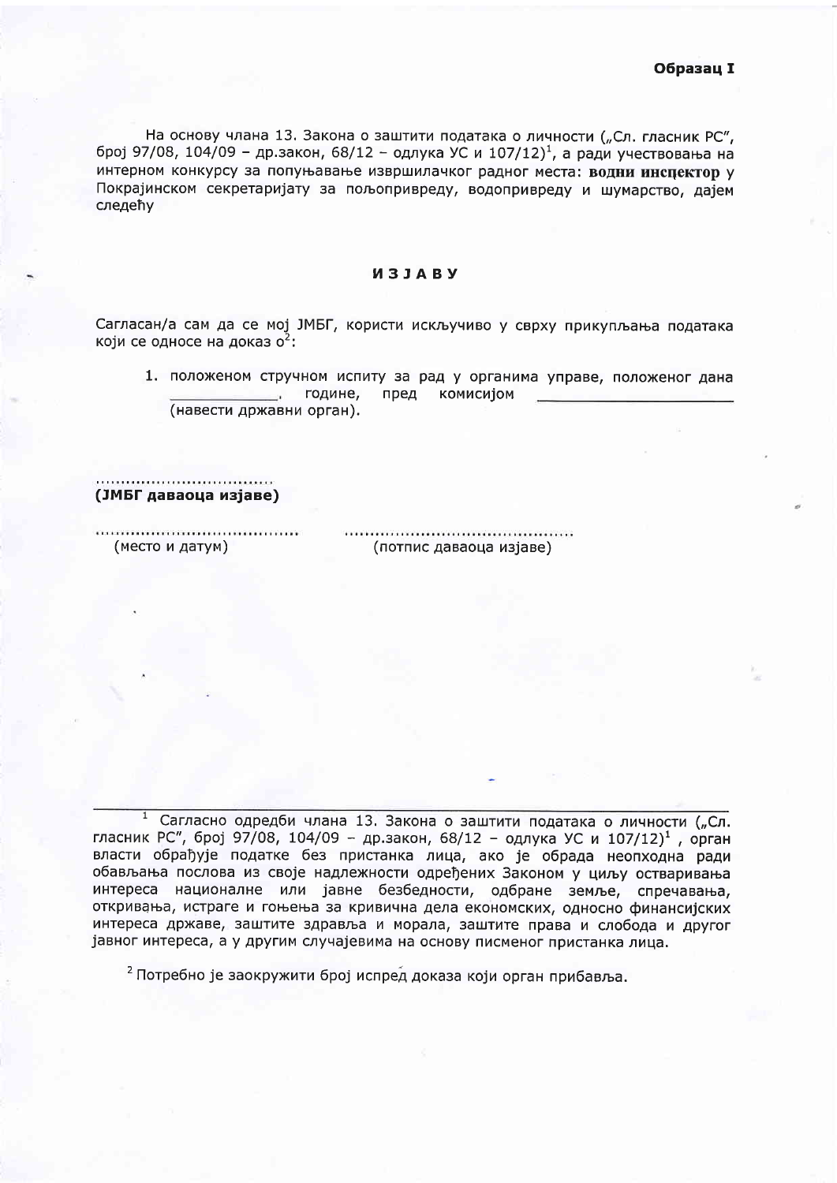**Образац I**

На основу члана 13. Закона о заштити података о личности („Сл. гласник РС", број 97/08, 104/09 – др.закон, 68/12 – одлука УС и 107/12)[1], а ради учествовања на интерном конкурсу за попуњавање извршилачког радног места: **водни инспектор** у Покрајинском секретаријату за пољопривреду, водопривреду и шумарство, дајем следећу

## ИЗЈАВУ

Сагласан/а сам да се мој ЈМБГ, користи искључиво у сврху прикупљања података који се односе на доказ о[2]:

1. положеном стручном испиту за рад у органима управе, положеног дана ____________. године, пред комисијом ____________________ (навести државни орган).

..................................
**(ЈМБГ даваоца изјаве)**

........................................ (место и датум)

............................................ (потпис даваоца изјаве)

---

[1] Сагласно одредби члана 13. Закона о заштити података о личности („Сл. гласник РС", број 97/08, 104/09 – др.закон, 68/12 – одлука УС и 107/12)[1], орган власти обрађује податке без пристанка лица, ако је обрада неопходна ради обављања послова из своје надлежности одређених Законом у циљу остваривања интереса националне или јавне безбедности, одбране земље, спречавања, откривања, истраге и гоњења за кривична дела економских, односно финансијских интереса државе, заштите здравља и морала, заштите права и слобода и другог јавног интереса, а у другим случајевима на основу писменог пристанка лица.

[2] Потребно је заокружити број испред доказа који орган прибавља.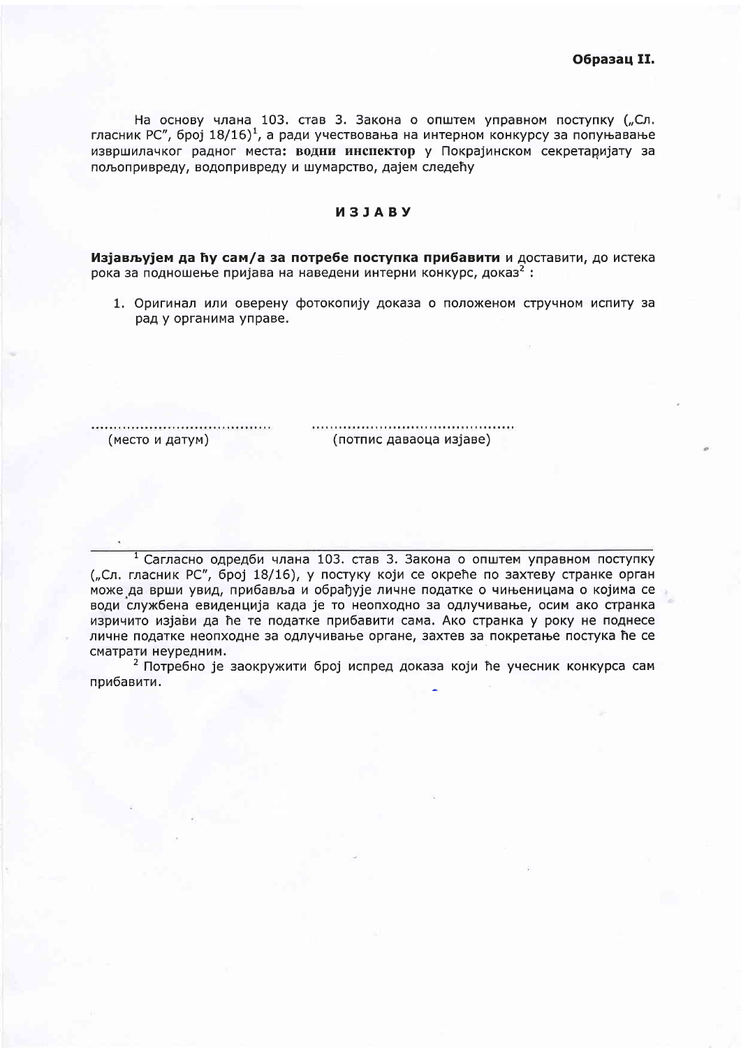**Образац II.**

На основу члана 103. став 3. Закона о општем управном поступку („Сл. гласник РС", број 18/16)[1], а ради учествовања на интерном конкурсу за попуњавање извршилачког радног места: **водни инспектор** у Покрајинском секретаријату за пољопривреду, водопривреду и шумарство, дајем следећу

## ИЗЈАВУ

**Изјављујем да ћу сам/а за потребе поступка прибавити** и доставити, до истека рока за подношење пријава на наведени интерни конкурс, доказ[2] :

1. Оригинал или оверену фотокопију доказа о положеном стручном испиту за рад у органима управе.

| | |
|---|---|
| ...................................... | ........................................... |
| (место и датум) | (потпис даваоца изјаве) |

---

[1] Сагласно одредби члана 103. став 3. Закона о општем управном поступку („Сл. гласник РС", број 18/16), у постуку који се окреће по захтеву странке орган може да врши увид, прибавља и обрађује личне податке о чињеницама о којима се води службена евиденција када је то неопходно за одлучивање, осим ако странка изричито изјави да ће те податке прибавити сама. Ако странка у року не поднесе личне податке неопходне за одлучивање органе, захтев за покретање постука ће се сматрати неуредним.

[2] Потребно је заокружити број испред доказа који ће учесник конкурса сам прибавити.